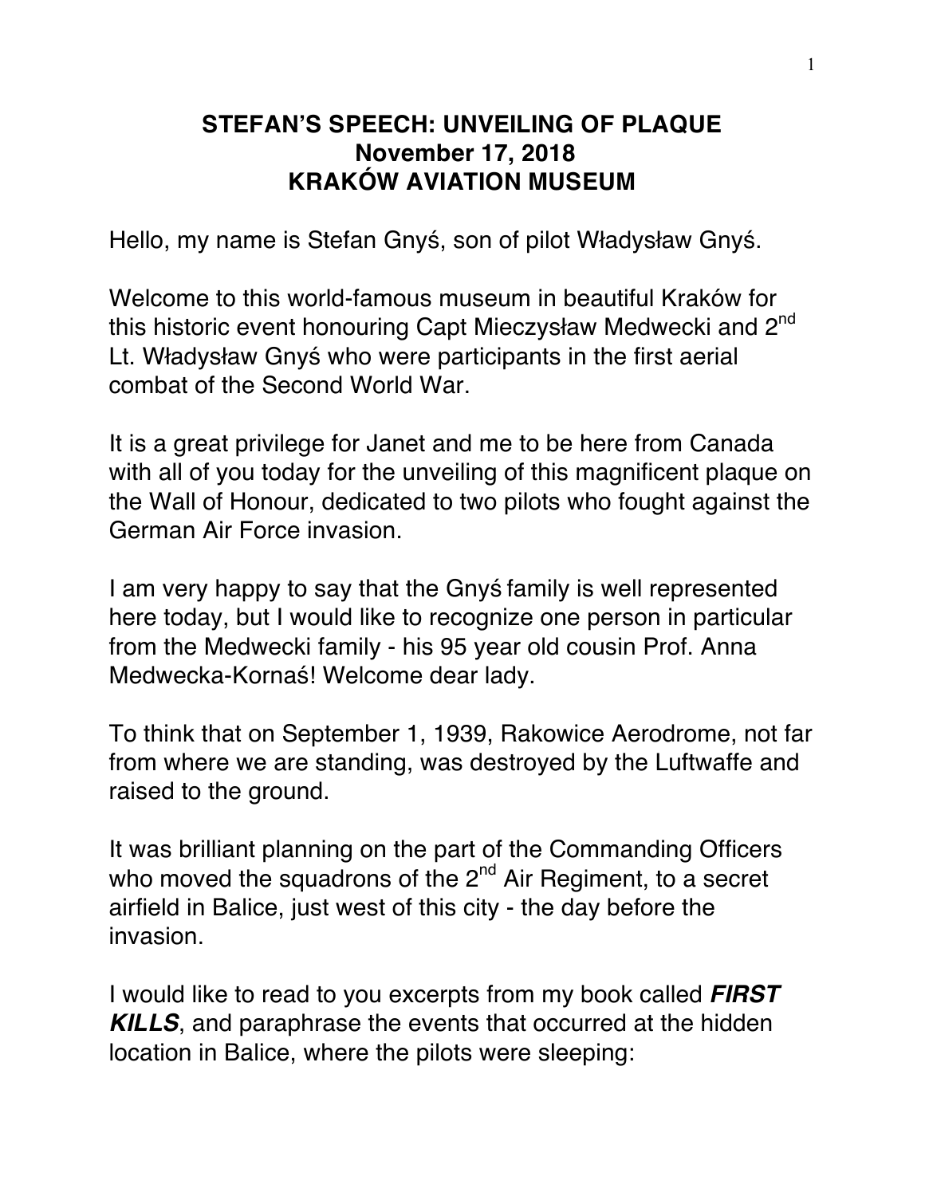# STEFAN'S SPEECH: UNVEILING OF PLAQUE
## November 17, 2018
## KRAKÓW AVIATION MUSEUM

Hello, my name is Stefan Gnyś, son of pilot Władysław Gnyś.

Welcome to this world-famous museum in beautiful Kraków for this historic event honouring Capt Mieczysław Medwecki and 2nd Lt. Władysław Gnyś who were participants in the first aerial combat of the Second World War.

It is a great privilege for Janet and me to be here from Canada with all of you today for the unveiling of this magnificent plaque on the Wall of Honour, dedicated to two pilots who fought against the German Air Force invasion.

I am very happy to say that the Gnyś family is well represented here today, but I would like to recognize one person in particular from the Medwecki family - his 95 year old cousin Prof. Anna Medwecka-Kornaś! Welcome dear lady.

To think that on September 1, 1939, Rakowice Aerodrome, not far from where we are standing, was destroyed by the Luftwaffe and raised to the ground.

It was brilliant planning on the part of the Commanding Officers who moved the squadrons of the 2nd Air Regiment, to a secret airfield in Balice, just west of this city - the day before the invasion.

I would like to read to you excerpts from my book called ***FIRST KILLS***, and paraphrase the events that occurred at the hidden location in Balice, where the pilots were sleeping: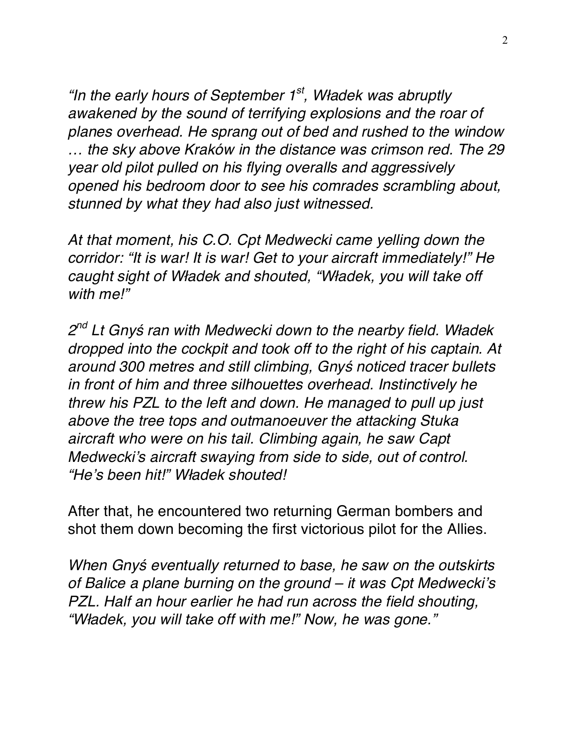*"In the early hours of September 1st, Władek was abruptly awakened by the sound of terrifying explosions and the roar of planes overhead. He sprang out of bed and rushed to the window … the sky above Kraków in the distance was crimson red. The 29 year old pilot pulled on his flying overalls and aggressively opened his bedroom door to see his comrades scrambling about, stunned by what they had also just witnessed.*

*At that moment, his C.O. Cpt Medwecki came yelling down the corridor: "It is war! It is war! Get to your aircraft immediately!" He caught sight of Władek and shouted, "Władek, you will take off with me!"*

*2nd Lt Gnyś ran with Medwecki down to the nearby field. Władek dropped into the cockpit and took off to the right of his captain. At around 300 metres and still climbing, Gnyś noticed tracer bullets in front of him and three silhouettes overhead. Instinctively he threw his PZL to the left and down. He managed to pull up just above the tree tops and outmanoeuver the attacking Stuka aircraft who were on his tail. Climbing again, he saw Capt Medwecki's aircraft swaying from side to side, out of control. "He's been hit!" Władek shouted!*

After that, he encountered two returning German bombers and shot them down becoming the first victorious pilot for the Allies.

*When Gnyś eventually returned to base, he saw on the outskirts of Balice a plane burning on the ground – it was Cpt Medwecki's PZL. Half an hour earlier he had run across the field shouting, "Władek, you will take off with me!" Now, he was gone."*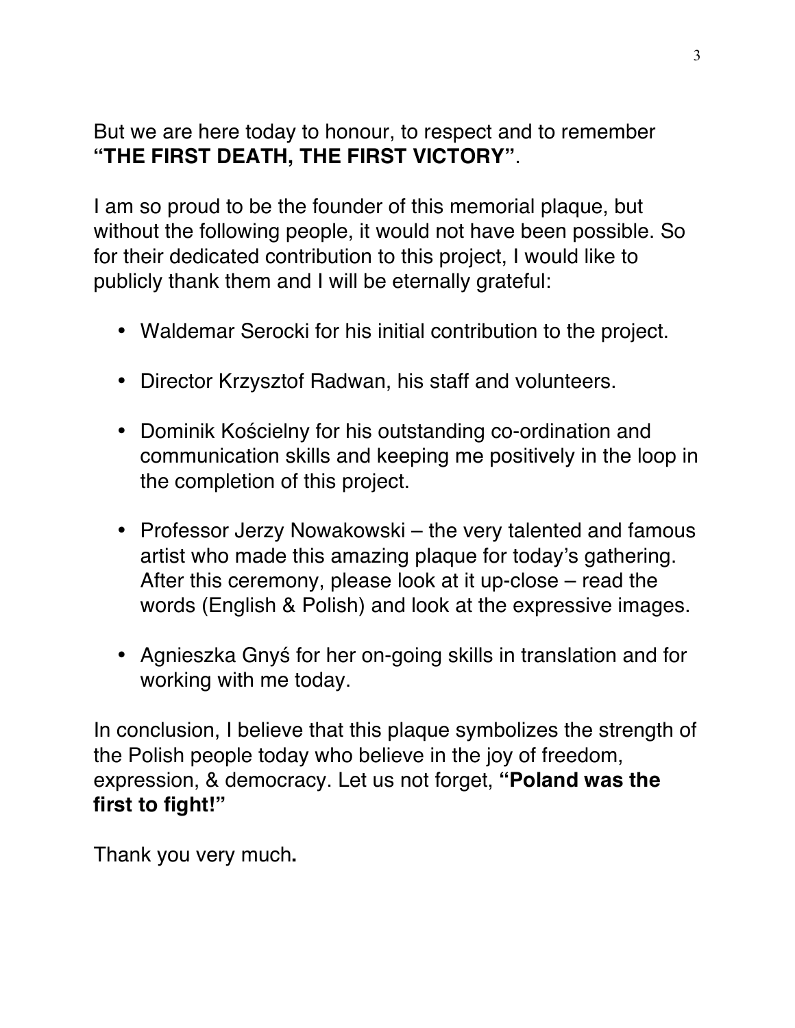But we are here today to honour, to respect and to remember **"THE FIRST DEATH, THE FIRST VICTORY"**.

I am so proud to be the founder of this memorial plaque, but without the following people, it would not have been possible. So for their dedicated contribution to this project, I would like to publicly thank them and I will be eternally grateful:

- Waldemar Serocki for his initial contribution to the project.
- Director Krzysztof Radwan, his staff and volunteers.
- Dominik Kościelny for his outstanding co-ordination and communication skills and keeping me positively in the loop in the completion of this project.
- Professor Jerzy Nowakowski – the very talented and famous artist who made this amazing plaque for today's gathering. After this ceremony, please look at it up-close – read the words (English & Polish) and look at the expressive images.
- Agnieszka Gnyś for her on-going skills in translation and for working with me today.

In conclusion, I believe that this plaque symbolizes the strength of the Polish people today who believe in the joy of freedom, expression, & democracy. Let us not forget, **"Poland was the first to fight!"**

Thank you very much**.**